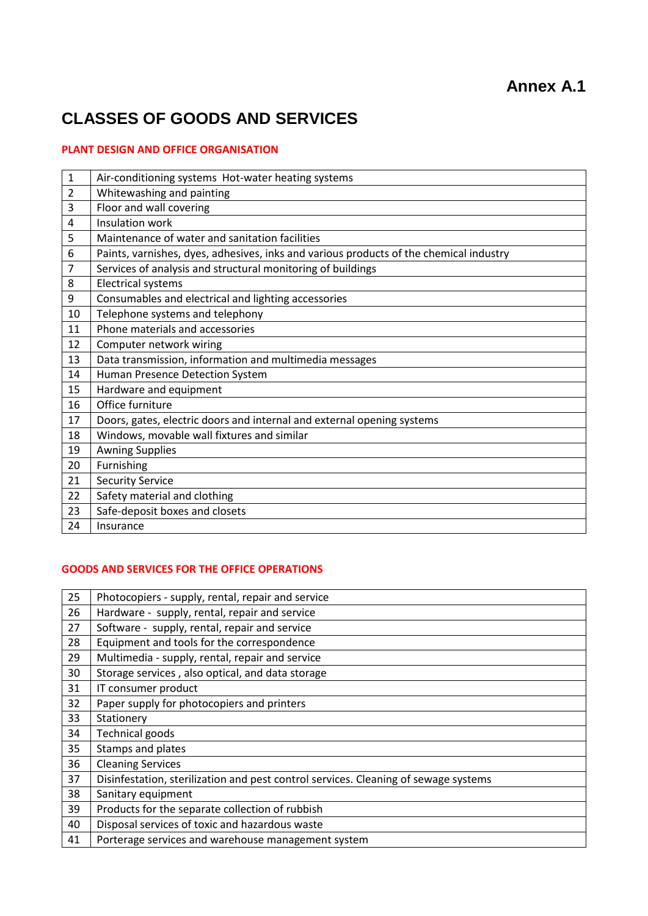**Annex A.1**

# CLASSES OF GOODS AND SERVICES

## PLANT DESIGN AND OFFICE ORGANISATION

| | |
|---|---|
| 1 | Air-conditioning systems Hot-water heating systems |
| 2 | Whitewashing and painting |
| 3 | Floor and wall covering |
| 4 | Insulation work |
| 5 | Maintenance of water and sanitation facilities |
| 6 | Paints, varnishes, dyes, adhesives, inks and various products of the chemical industry |
| 7 | Services of analysis and structural monitoring of buildings |
| 8 | Electrical systems |
| 9 | Consumables and electrical and lighting accessories |
| 10 | Telephone systems and telephony |
| 11 | Phone materials and accessories |
| 12 | Computer network wiring |
| 13 | Data transmission, information and multimedia messages |
| 14 | Human Presence Detection System |
| 15 | Hardware and equipment |
| 16 | Office furniture |
| 17 | Doors, gates, electric doors and internal and external opening systems |
| 18 | Windows, movable wall fixtures and similar |
| 19 | Awning Supplies |
| 20 | Furnishing |
| 21 | Security Service |
| 22 | Safety material and clothing |
| 23 | Safe-deposit boxes and closets |
| 24 | Insurance |

## GOODS AND SERVICES FOR THE OFFICE OPERATIONS

| | |
|---|---|
| 25 | Photocopiers - supply, rental, repair and service |
| 26 | Hardware - supply, rental, repair and service |
| 27 | Software - supply, rental, repair and service |
| 28 | Equipment and tools for the correspondence |
| 29 | Multimedia - supply, rental, repair and service |
| 30 | Storage services , also optical, and data storage |
| 31 | IT consumer product |
| 32 | Paper supply for photocopiers and printers |
| 33 | Stationery |
| 34 | Technical goods |
| 35 | Stamps and plates |
| 36 | Cleaning Services |
| 37 | Disinfestation, sterilization and pest control services. Cleaning of sewage systems |
| 38 | Sanitary equipment |
| 39 | Products for the separate collection of rubbish |
| 40 | Disposal services of toxic and hazardous waste |
| 41 | Porterage services and warehouse management system |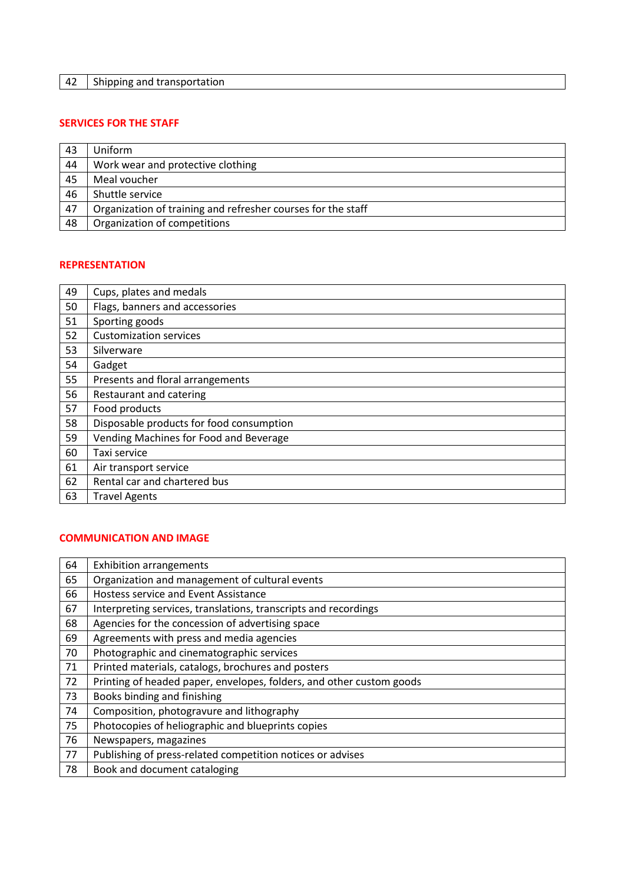| 42 | Shipping and transportation |
|---|---|

## SERVICES FOR THE STAFF

| 43 | Uniform |
|---|---|
| 44 | Work wear and protective clothing |
| 45 | Meal voucher |
| 46 | Shuttle service |
| 47 | Organization of training and refresher courses for the staff |
| 48 | Organization of competitions |

## REPRESENTATION

| 49 | Cups, plates and medals |
|---|---|
| 50 | Flags, banners and accessories |
| 51 | Sporting goods |
| 52 | Customization services |
| 53 | Silverware |
| 54 | Gadget |
| 55 | Presents and floral arrangements |
| 56 | Restaurant and catering |
| 57 | Food products |
| 58 | Disposable products for food consumption |
| 59 | Vending Machines for Food and Beverage |
| 60 | Taxi service |
| 61 | Air transport service |
| 62 | Rental car and chartered bus |
| 63 | Travel Agents |

## COMMUNICATION AND IMAGE

| 64 | Exhibition arrangements |
|---|---|
| 65 | Organization and management of cultural events |
| 66 | Hostess service and Event Assistance |
| 67 | Interpreting services, translations, transcripts and recordings |
| 68 | Agencies for the concession of advertising space |
| 69 | Agreements with press and media agencies |
| 70 | Photographic and cinematographic services |
| 71 | Printed materials, catalogs, brochures and posters |
| 72 | Printing of headed paper, envelopes, folders, and other custom goods |
| 73 | Books binding and finishing |
| 74 | Composition, photogravure and lithography |
| 75 | Photocopies of heliographic and blueprints copies |
| 76 | Newspapers, magazines |
| 77 | Publishing of press-related competition notices or advises |
| 78 | Book and document cataloging |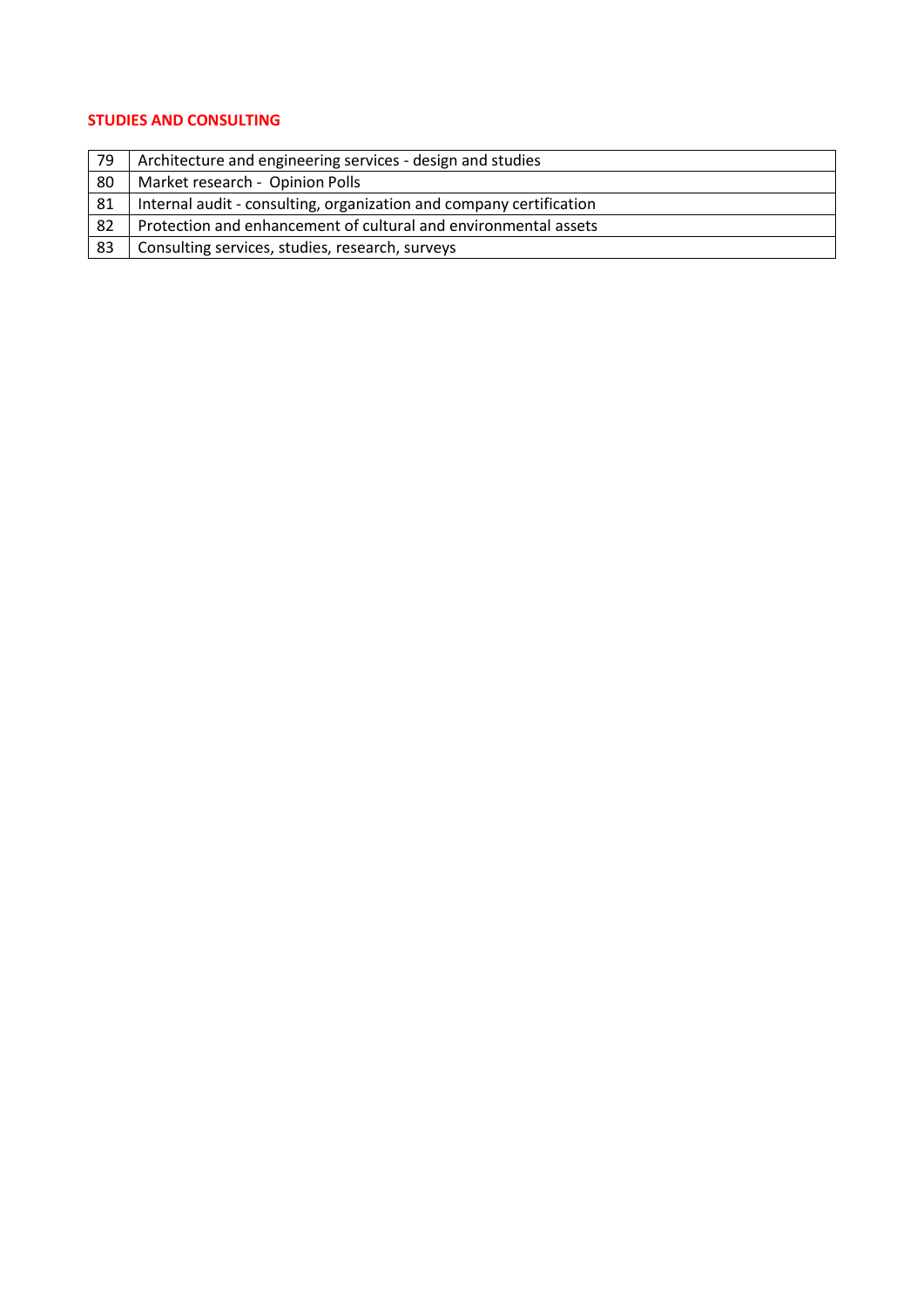## STUDIES AND CONSULTING

| | |
|---|---|
| 79 | Architecture and engineering services - design and studies |
| 80 | Market research - Opinion Polls |
| 81 | Internal audit - consulting, organization and company certification |
| 82 | Protection and enhancement of cultural and environmental assets |
| 83 | Consulting services, studies, research, surveys |